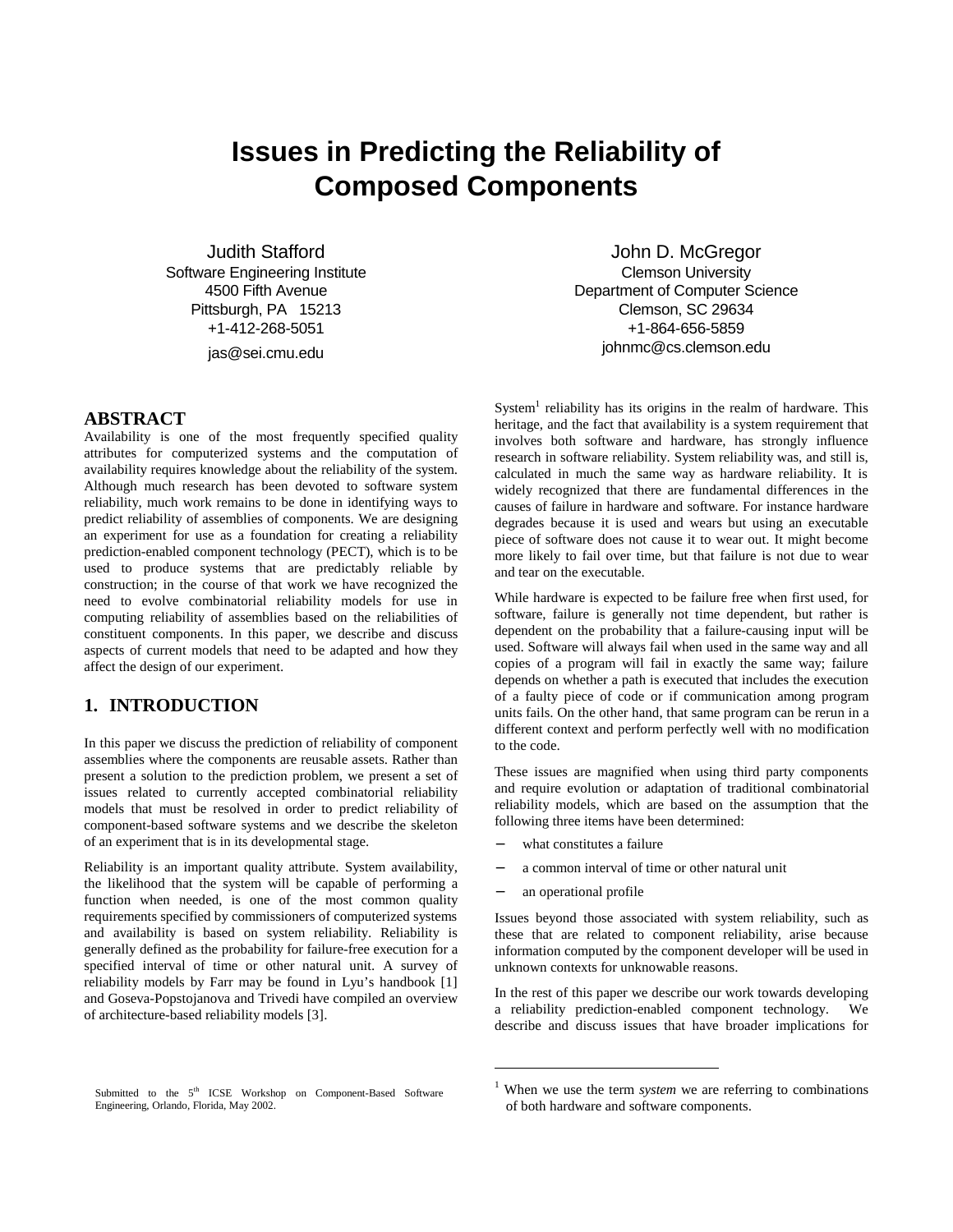# Issues in Predicting the Reliability of Composed Components

Judith Stafford
Software Engineering Institute
4500 Fifth Avenue
Pittsburgh, PA 15213
+1-412-268-5051
jas@sei.cmu.edu

John D. McGregor
Clemson University
Department of Computer Science
Clemson, SC 29634
+1-864-656-5859
johnmc@cs.clemson.edu

## ABSTRACT

Availability is one of the most frequently specified quality attributes for computerized systems and the computation of availability requires knowledge about the reliability of the system. Although much research has been devoted to software system reliability, much work remains to be done in identifying ways to predict reliability of assemblies of components. We are designing an experiment for use as a foundation for creating a reliability prediction-enabled component technology (PECT), which is to be used to produce systems that are predictably reliable by construction; in the course of that work we have recognized the need to evolve combinatorial reliability models for use in computing reliability of assemblies based on the reliabilities of constituent components. In this paper, we describe and discuss aspects of current models that need to be adapted and how they affect the design of our experiment.

## 1. INTRODUCTION

In this paper we discuss the prediction of reliability of component assemblies where the components are reusable assets. Rather than present a solution to the prediction problem, we present a set of issues related to currently accepted combinatorial reliability models that must be resolved in order to predict reliability of component-based software systems and we describe the skeleton of an experiment that is in its developmental stage.

Reliability is an important quality attribute. System availability, the likelihood that the system will be capable of performing a function when needed, is one of the most common quality requirements specified by commissioners of computerized systems and availability is based on system reliability. Reliability is generally defined as the probability for failure-free execution for a specified interval of time or other natural unit. A survey of reliability models by Farr may be found in Lyu's handbook [1] and Goseva-Popstojanova and Trivedi have compiled an overview of architecture-based reliability models [3].

System[1] reliability has its origins in the realm of hardware. This heritage, and the fact that availability is a system requirement that involves both software and hardware, has strongly influence research in software reliability. System reliability was, and still is, calculated in much the same way as hardware reliability. It is widely recognized that there are fundamental differences in the causes of failure in hardware and software. For instance hardware degrades because it is used and wears but using an executable piece of software does not cause it to wear out. It might become more likely to fail over time, but that failure is not due to wear and tear on the executable.

While hardware is expected to be failure free when first used, for software, failure is generally not time dependent, but rather is dependent on the probability that a failure-causing input will be used. Software will always fail when used in the same way and all copies of a program will fail in exactly the same way; failure depends on whether a path is executed that includes the execution of a faulty piece of code or if communication among program units fails. On the other hand, that same program can be rerun in a different context and perform perfectly well with no modification to the code.

These issues are magnified when using third party components and require evolution or adaptation of traditional combinatorial reliability models, which are based on the assumption that the following three items have been determined:

- what constitutes a failure
- a common interval of time or other natural unit
- an operational profile

Issues beyond those associated with system reliability, such as these that are related to component reliability, arise because information computed by the component developer will be used in unknown contexts for unknowable reasons.

In the rest of this paper we describe our work towards developing a reliability prediction-enabled component technology. We describe and discuss issues that have broader implications for

Submitted to the 5th ICSE Workshop on Component-Based Software Engineering, Orlando, Florida, May 2002.

[1] When we use the term *system* we are referring to combinations of both hardware and software components.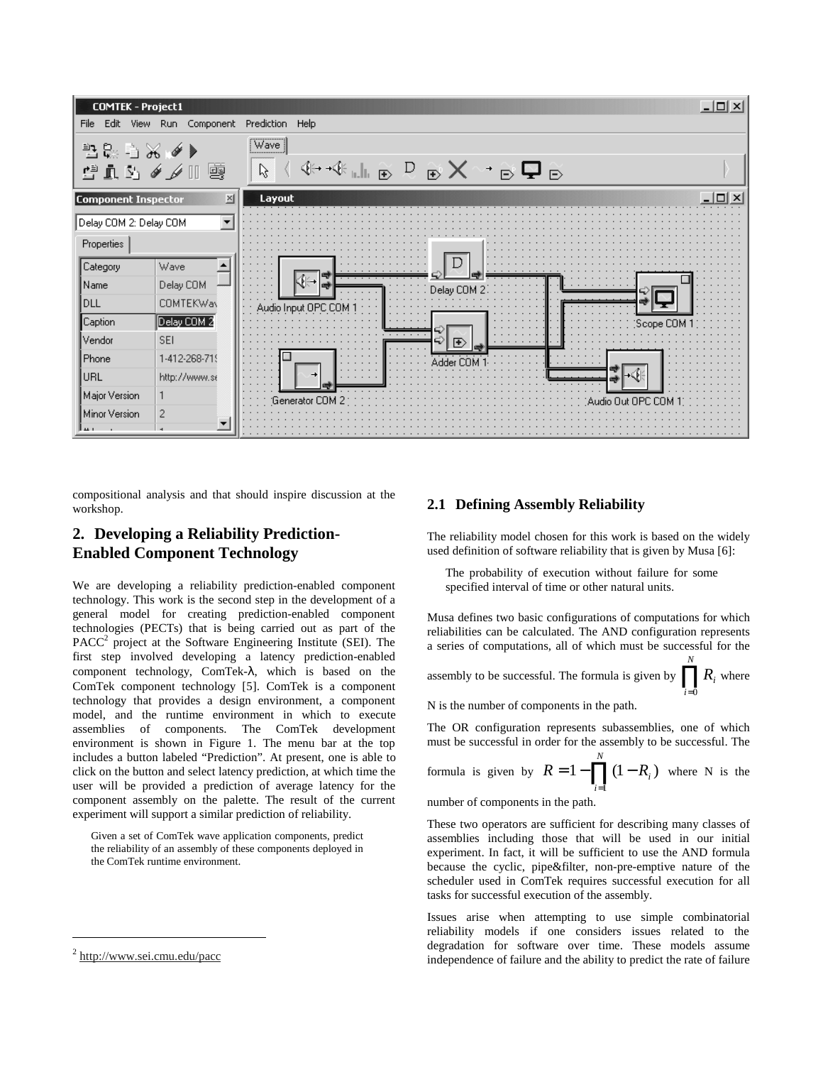compositional analysis and that should inspire discussion at the workshop.

## 2. Developing a Reliability Prediction-Enabled Component Technology

We are developing a reliability prediction-enabled component technology. This work is the second step in the development of a general model for creating prediction-enabled component technologies (PECTs) that is being carried out as part of the PACC[2] project at the Software Engineering Institute (SEI). The first step involved developing a latency prediction-enabled component technology, ComTek-λ, which is based on the ComTek component technology [5]. ComTek is a component technology that provides a design environment, a component model, and the runtime environment in which to execute assemblies of components. The ComTek development environment is shown in Figure 1. The menu bar at the top includes a button labeled "Prediction". At present, one is able to click on the button and select latency prediction, at which time the user will be provided a prediction of average latency for the component assembly on the palette. The result of the current experiment will support a similar prediction of reliability.

> Given a set of ComTek wave application components, predict the reliability of an assembly of these components deployed in the ComTek runtime environment.

[2] http://www.sei.cmu.edu/pacc

### 2.1 Defining Assembly Reliability

The reliability model chosen for this work is based on the widely used definition of software reliability that is given by Musa [6]:

> The probability of execution without failure for some specified interval of time or other natural units.

Musa defines two basic configurations of computations for which reliabilities can be calculated. The AND configuration represents a series of computations, all of which must be successful for the assembly to be successful. The formula is given by $\prod_{i=0}^{N} R_i$ where N is the number of components in the path.

The OR configuration represents subassemblies, one of which must be successful in order for the assembly to be successful. The formula is given by $R = 1 - \prod_{i=1}^{N} (1 - R_i)$ where N is the number of components in the path.

These two operators are sufficient for describing many classes of assemblies including those that will be used in our initial experiment. In fact, it will be sufficient to use the AND formula because the cyclic, pipe&filter, non-pre-emptive nature of the scheduler used in ComTek requires successful execution for all tasks for successful execution of the assembly.

Issues arise when attempting to use simple combinatorial reliability models if one considers issues related to the degradation for software over time. These models assume independence of failure and the ability to predict the rate of failure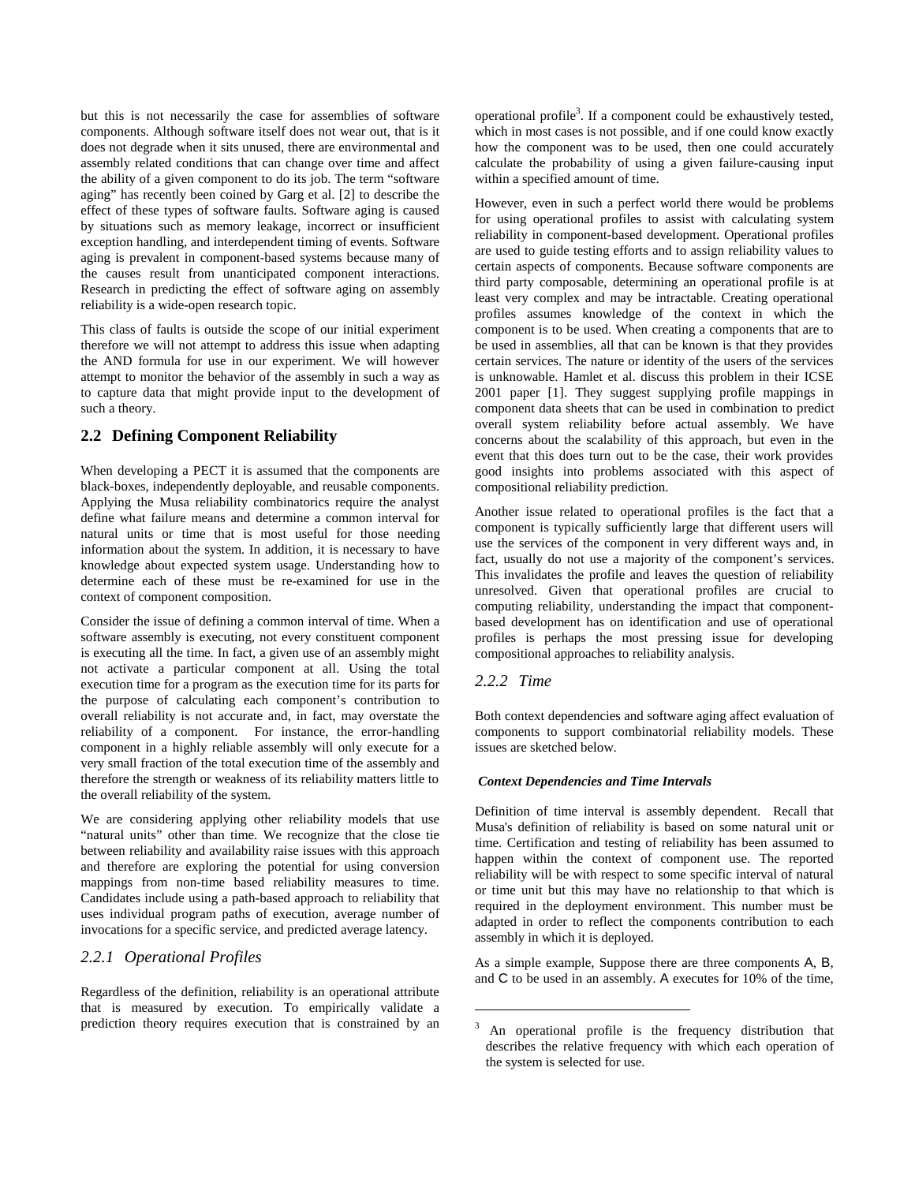but this is not necessarily the case for assemblies of software components. Although software itself does not wear out, that is it does not degrade when it sits unused, there are environmental and assembly related conditions that can change over time and affect the ability of a given component to do its job. The term "software aging" has recently been coined by Garg et al. [2] to describe the effect of these types of software faults. Software aging is caused by situations such as memory leakage, incorrect or insufficient exception handling, and interdependent timing of events. Software aging is prevalent in component-based systems because many of the causes result from unanticipated component interactions. Research in predicting the effect of software aging on assembly reliability is a wide-open research topic.

This class of faults is outside the scope of our initial experiment therefore we will not attempt to address this issue when adapting the AND formula for use in our experiment. We will however attempt to monitor the behavior of the assembly in such a way as to capture data that might provide input to the development of such a theory.

## 2.2 Defining Component Reliability

When developing a PECT it is assumed that the components are black-boxes, independently deployable, and reusable components. Applying the Musa reliability combinatorics require the analyst define what failure means and determine a common interval for natural units or time that is most useful for those needing information about the system. In addition, it is necessary to have knowledge about expected system usage. Understanding how to determine each of these must be re-examined for use in the context of component composition.

Consider the issue of defining a common interval of time. When a software assembly is executing, not every constituent component is executing all the time. In fact, a given use of an assembly might not activate a particular component at all. Using the total execution time for a program as the execution time for its parts for the purpose of calculating each component's contribution to overall reliability is not accurate and, in fact, may overstate the reliability of a component. For instance, the error-handling component in a highly reliable assembly will only execute for a very small fraction of the total execution time of the assembly and therefore the strength or weakness of its reliability matters little to the overall reliability of the system.

We are considering applying other reliability models that use "natural units" other than time. We recognize that the close tie between reliability and availability raise issues with this approach and therefore are exploring the potential for using conversion mappings from non-time based reliability measures to time. Candidates include using a path-based approach to reliability that uses individual program paths of execution, average number of invocations for a specific service, and predicted average latency.

### 2.2.1 Operational Profiles

Regardless of the definition, reliability is an operational attribute that is measured by execution. To empirically validate a prediction theory requires execution that is constrained by an operational profile[3]. If a component could be exhaustively tested, which in most cases is not possible, and if one could know exactly how the component was to be used, then one could accurately calculate the probability of using a given failure-causing input within a specified amount of time.

However, even in such a perfect world there would be problems for using operational profiles to assist with calculating system reliability in component-based development. Operational profiles are used to guide testing efforts and to assign reliability values to certain aspects of components. Because software components are third party composable, determining an operational profile is at least very complex and may be intractable. Creating operational profiles assumes knowledge of the context in which the component is to be used. When creating a components that are to be used in assemblies, all that can be known is that they provides certain services. The nature or identity of the users of the services is unknowable. Hamlet et al. discuss this problem in their ICSE 2001 paper [1]. They suggest supplying profile mappings in component data sheets that can be used in combination to predict overall system reliability before actual assembly. We have concerns about the scalability of this approach, but even in the event that this does turn out to be the case, their work provides good insights into problems associated with this aspect of compositional reliability prediction.

Another issue related to operational profiles is the fact that a component is typically sufficiently large that different users will use the services of the component in very different ways and, in fact, usually do not use a majority of the component's services. This invalidates the profile and leaves the question of reliability unresolved. Given that operational profiles are crucial to computing reliability, understanding the impact that component-based development has on identification and use of operational profiles is perhaps the most pressing issue for developing compositional approaches to reliability analysis.

### 2.2.2 Time

Both context dependencies and software aging affect evaluation of components to support combinatorial reliability models. These issues are sketched below.

***Context Dependencies and Time Intervals***

Definition of time interval is assembly dependent. Recall that Musa's definition of reliability is based on some natural unit or time. Certification and testing of reliability has been assumed to happen within the context of component use. The reported reliability will be with respect to some specific interval of natural or time unit but this may have no relationship to that which is required in the deployment environment. This number must be adapted in order to reflect the components contribution to each assembly in which it is deployed.

As a simple example, Suppose there are three components A, B, and C to be used in an assembly. A executes for 10% of the time,

[3] An operational profile is the frequency distribution that describes the relative frequency with which each operation of the system is selected for use.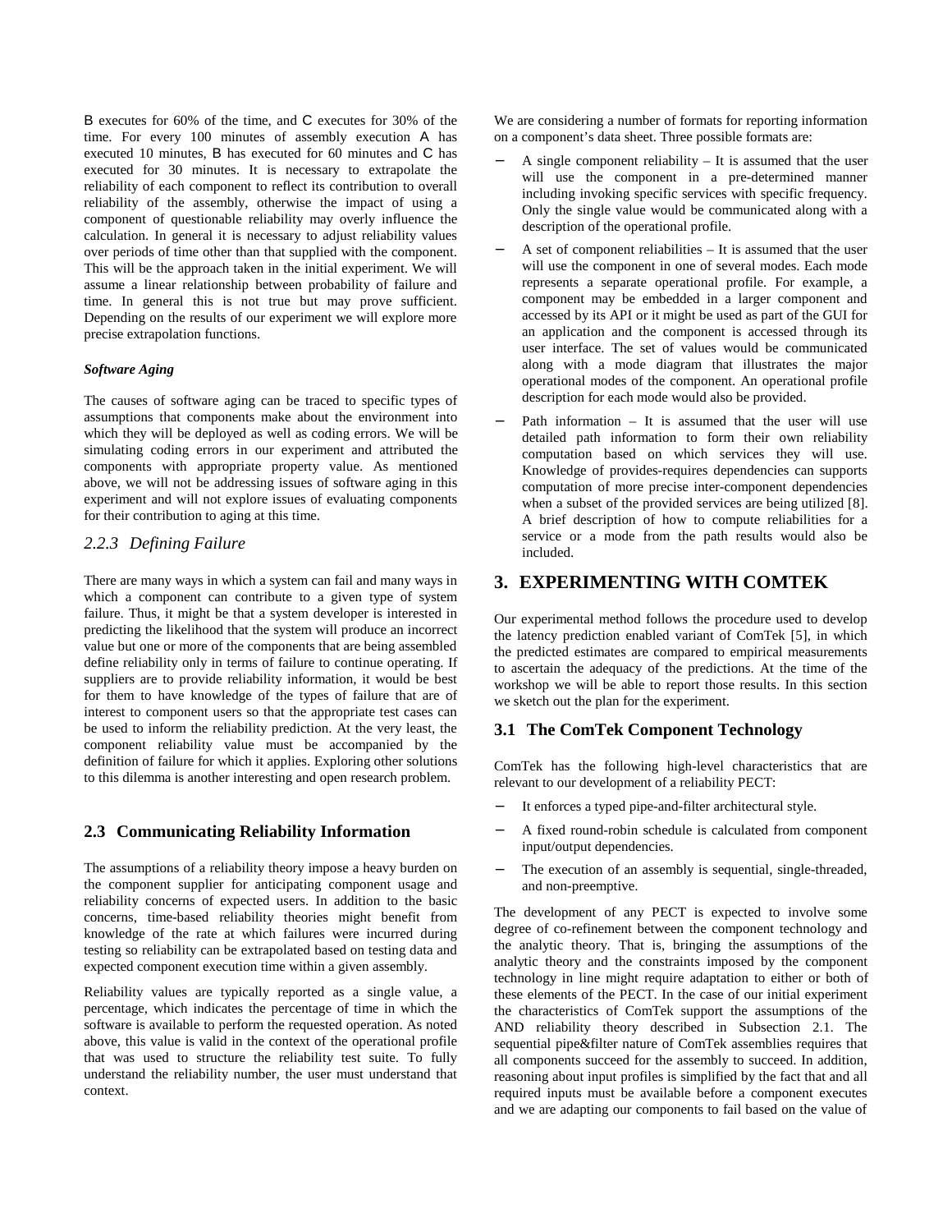B executes for 60% of the time, and C executes for 30% of the time. For every 100 minutes of assembly execution A has executed 10 minutes, B has executed for 60 minutes and C has executed for 30 minutes. It is necessary to extrapolate the reliability of each component to reflect its contribution to overall reliability of the assembly, otherwise the impact of using a component of questionable reliability may overly influence the calculation. In general it is necessary to adjust reliability values over periods of time other than that supplied with the component. This will be the approach taken in the initial experiment. We will assume a linear relationship between probability of failure and time. In general this is not true but may prove sufficient. Depending on the results of our experiment we will explore more precise extrapolation functions.

***Software Aging***

The causes of software aging can be traced to specific types of assumptions that components make about the environment into which they will be deployed as well as coding errors. We will be simulating coding errors in our experiment and attributed the components with appropriate property value. As mentioned above, we will not be addressing issues of software aging in this experiment and will not explore issues of evaluating components for their contribution to aging at this time.

### *2.2.3 Defining Failure*

There are many ways in which a system can fail and many ways in which a component can contribute to a given type of system failure. Thus, it might be that a system developer is interested in predicting the likelihood that the system will produce an incorrect value but one or more of the components that are being assembled define reliability only in terms of failure to continue operating. If suppliers are to provide reliability information, it would be best for them to have knowledge of the types of failure that are of interest to component users so that the appropriate test cases can be used to inform the reliability prediction. At the very least, the component reliability value must be accompanied by the definition of failure for which it applies. Exploring other solutions to this dilemma is another interesting and open research problem.

## 2.3 Communicating Reliability Information

The assumptions of a reliability theory impose a heavy burden on the component supplier for anticipating component usage and reliability concerns of expected users. In addition to the basic concerns, time-based reliability theories might benefit from knowledge of the rate at which failures were incurred during testing so reliability can be extrapolated based on testing data and expected component execution time within a given assembly.

Reliability values are typically reported as a single value, a percentage, which indicates the percentage of time in which the software is available to perform the requested operation. As noted above, this value is valid in the context of the operational profile that was used to structure the reliability test suite. To fully understand the reliability number, the user must understand that context.

We are considering a number of formats for reporting information on a component's data sheet. Three possible formats are:

- A single component reliability – It is assumed that the user will use the component in a pre-determined manner including invoking specific services with specific frequency. Only the single value would be communicated along with a description of the operational profile.
- A set of component reliabilities – It is assumed that the user will use the component in one of several modes. Each mode represents a separate operational profile. For example, a component may be embedded in a larger component and accessed by its API or it might be used as part of the GUI for an application and the component is accessed through its user interface. The set of values would be communicated along with a mode diagram that illustrates the major operational modes of the component. An operational profile description for each mode would also be provided.
- Path information – It is assumed that the user will use detailed path information to form their own reliability computation based on which services they will use. Knowledge of provides-requires dependencies can supports computation of more precise inter-component dependencies when a subset of the provided services are being utilized [8]. A brief description of how to compute reliabilities for a service or a mode from the path results would also be included.

# 3. EXPERIMENTING WITH COMTEK

Our experimental method follows the procedure used to develop the latency prediction enabled variant of ComTek [5], in which the predicted estimates are compared to empirical measurements to ascertain the adequacy of the predictions. At the time of the workshop we will be able to report those results. In this section we sketch out the plan for the experiment.

## 3.1 The ComTek Component Technology

ComTek has the following high-level characteristics that are relevant to our development of a reliability PECT:

- It enforces a typed pipe-and-filter architectural style.
- A fixed round-robin schedule is calculated from component input/output dependencies.
- The execution of an assembly is sequential, single-threaded, and non-preemptive.

The development of any PECT is expected to involve some degree of co-refinement between the component technology and the analytic theory. That is, bringing the assumptions of the analytic theory and the constraints imposed by the component technology in line might require adaptation to either or both of these elements of the PECT. In the case of our initial experiment the characteristics of ComTek support the assumptions of the AND reliability theory described in Subsection 2.1. The sequential pipe&filter nature of ComTek assemblies requires that all components succeed for the assembly to succeed. In addition, reasoning about input profiles is simplified by the fact that and all required inputs must be available before a component executes and we are adapting our components to fail based on the value of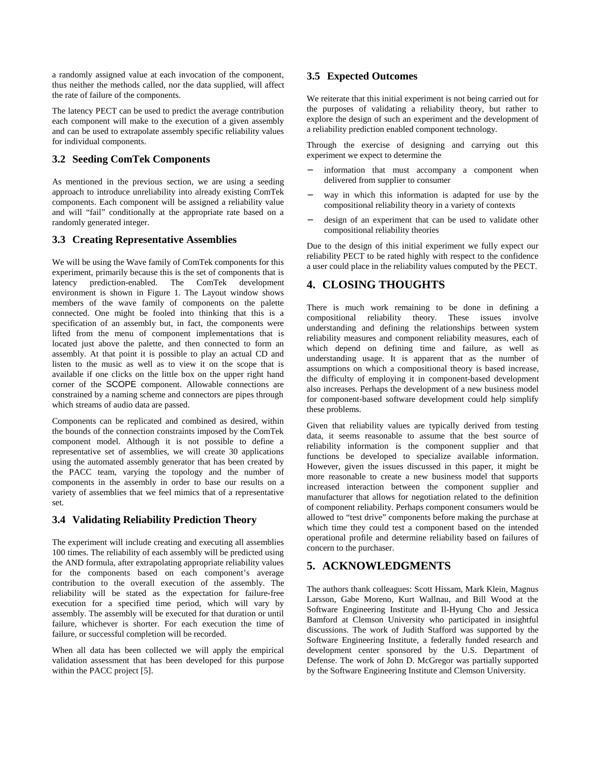a randomly assigned value at each invocation of the component, thus neither the methods called, nor the data supplied, will affect the rate of failure of the components.

The latency PECT can be used to predict the average contribution each component will make to the execution of a given assembly and can be used to extrapolate assembly specific reliability values for individual components.

### 3.2 Seeding ComTek Components

As mentioned in the previous section, we are using a seeding approach to introduce unreliability into already existing ComTek components. Each component will be assigned a reliability value and will "fail" conditionally at the appropriate rate based on a randomly generated integer.

### 3.3 Creating Representative Assemblies

We will be using the Wave family of ComTek components for this experiment, primarily because this is the set of components that is latency prediction-enabled. The ComTek development environment is shown in Figure 1. The Layout window shows members of the wave family of components on the palette connected. One might be fooled into thinking that this is a specification of an assembly but, in fact, the components were lifted from the menu of component implementations that is located just above the palette, and then connected to form an assembly. At that point it is possible to play an actual CD and listen to the music as well as to view it on the scope that is available if one clicks on the little box on the upper right hand corner of the SCOPE component. Allowable connections are constrained by a naming scheme and connectors are pipes through which streams of audio data are passed.

Components can be replicated and combined as desired, within the bounds of the connection constraints imposed by the ComTek component model. Although it is not possible to define a representative set of assemblies, we will create 30 applications using the automated assembly generator that has been created by the PACC team, varying the topology and the number of components in the assembly in order to base our results on a variety of assemblies that we feel mimics that of a representative set.

### 3.4 Validating Reliability Prediction Theory

The experiment will include creating and executing all assemblies 100 times. The reliability of each assembly will be predicted using the AND formula, after extrapolating appropriate reliability values for the components based on each component's average contribution to the overall execution of the assembly. The reliability will be stated as the expectation for failure-free execution for a specified time period, which will vary by assembly. The assembly will be executed for that duration or until failure, whichever is shorter. For each execution the time of failure, or successful completion will be recorded.

When all data has been collected we will apply the empirical validation assessment that has been developed for this purpose within the PACC project [5].

### 3.5 Expected Outcomes

We reiterate that this initial experiment is not being carried out for the purposes of validating a reliability theory, but rather to explore the design of such an experiment and the development of a reliability prediction enabled component technology.

Through the exercise of designing and carrying out this experiment we expect to determine the

- information that must accompany a component when delivered from supplier to consumer
- way in which this information is adapted for use by the compositional reliability theory in a variety of contexts
- design of an experiment that can be used to validate other compositional reliability theories

Due to the design of this initial experiment we fully expect our reliability PECT to be rated highly with respect to the confidence a user could place in the reliability values computed by the PECT.

## 4. CLOSING THOUGHTS

There is much work remaining to be done in defining a compositional reliability theory. These issues involve understanding and defining the relationships between system reliability measures and component reliability measures, each of which depend on defining time and failure, as well as understanding usage. It is apparent that as the number of assumptions on which a compositional theory is based increase, the difficulty of employing it in component-based development also increases. Perhaps the development of a new business model for component-based software development could help simplify these problems.

Given that reliability values are typically derived from testing data, it seems reasonable to assume that the best source of reliability information is the component supplier and that functions be developed to specialize available information. However, given the issues discussed in this paper, it might be more reasonable to create a new business model that supports increased interaction between the component supplier and manufacturer that allows for negotiation related to the definition of component reliability. Perhaps component consumers would be allowed to "test drive" components before making the purchase at which time they could test a component based on the intended operational profile and determine reliability based on failures of concern to the purchaser.

## 5. ACKNOWLEDGMENTS

The authors thank colleagues: Scott Hissam, Mark Klein, Magnus Larsson, Gabe Moreno, Kurt Wallnau, and Bill Wood at the Software Engineering Institute and Il-Hyung Cho and Jessica Bamford at Clemson University who participated in insightful discussions. The work of Judith Stafford was supported by the Software Engineering Institute, a federally funded research and development center sponsored by the U.S. Department of Defense. The work of John D. McGregor was partially supported by the Software Engineering Institute and Clemson University.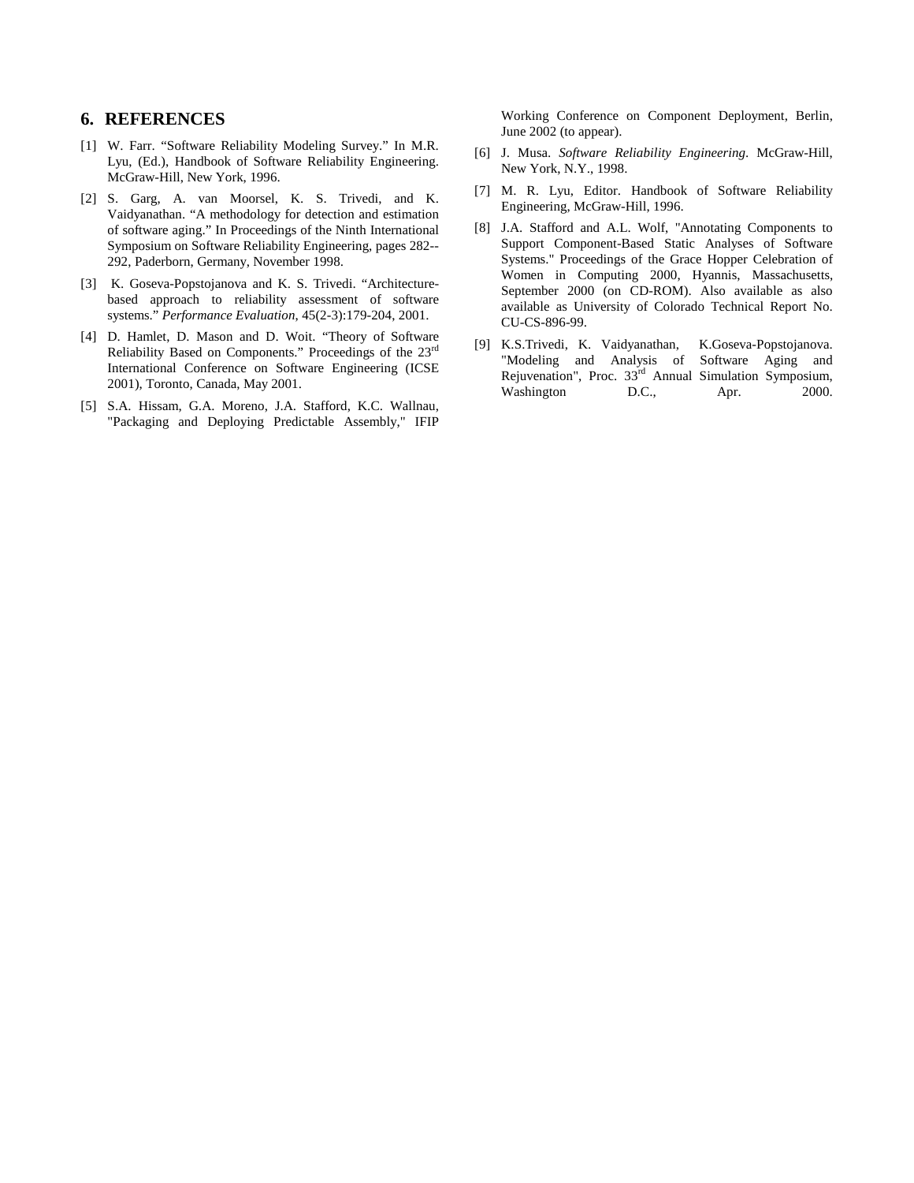## 6. REFERENCES

[1] W. Farr. “Software Reliability Modeling Survey.” In M.R. Lyu, (Ed.), Handbook of Software Reliability Engineering. McGraw-Hill, New York, 1996.

[2] S. Garg, A. van Moorsel, K. S. Trivedi, and K. Vaidyanathan. “A methodology for detection and estimation of software aging.” In Proceedings of the Ninth International Symposium on Software Reliability Engineering, pages 282--292, Paderborn, Germany, November 1998.

[3] K. Goseva-Popstojanova and K. S. Trivedi. “Architecture-based approach to reliability assessment of software systems.” *Performance Evaluation*, 45(2-3):179-204, 2001.

[4] D. Hamlet, D. Mason and D. Woit. “Theory of Software Reliability Based on Components.” Proceedings of the 23rd International Conference on Software Engineering (ICSE 2001), Toronto, Canada, May 2001.

[5] S.A. Hissam, G.A. Moreno, J.A. Stafford, K.C. Wallnau, "Packaging and Deploying Predictable Assembly," IFIP Working Conference on Component Deployment, Berlin, June 2002 (to appear).

[6] J. Musa. *Software Reliability Engineering*. McGraw-Hill, New York, N.Y., 1998.

[7] M. R. Lyu, Editor. Handbook of Software Reliability Engineering, McGraw-Hill, 1996.

[8] J.A. Stafford and A.L. Wolf, "Annotating Components to Support Component-Based Static Analyses of Software Systems." Proceedings of the Grace Hopper Celebration of Women in Computing 2000, Hyannis, Massachusetts, September 2000 (on CD-ROM). Also available as also available as University of Colorado Technical Report No. CU-CS-896-99.

[9] K.S.Trivedi, K. Vaidyanathan, K.Goseva-Popstojanova. "Modeling and Analysis of Software Aging and Rejuvenation", Proc. 33rd Annual Simulation Symposium, Washington D.C., Apr. 2000.